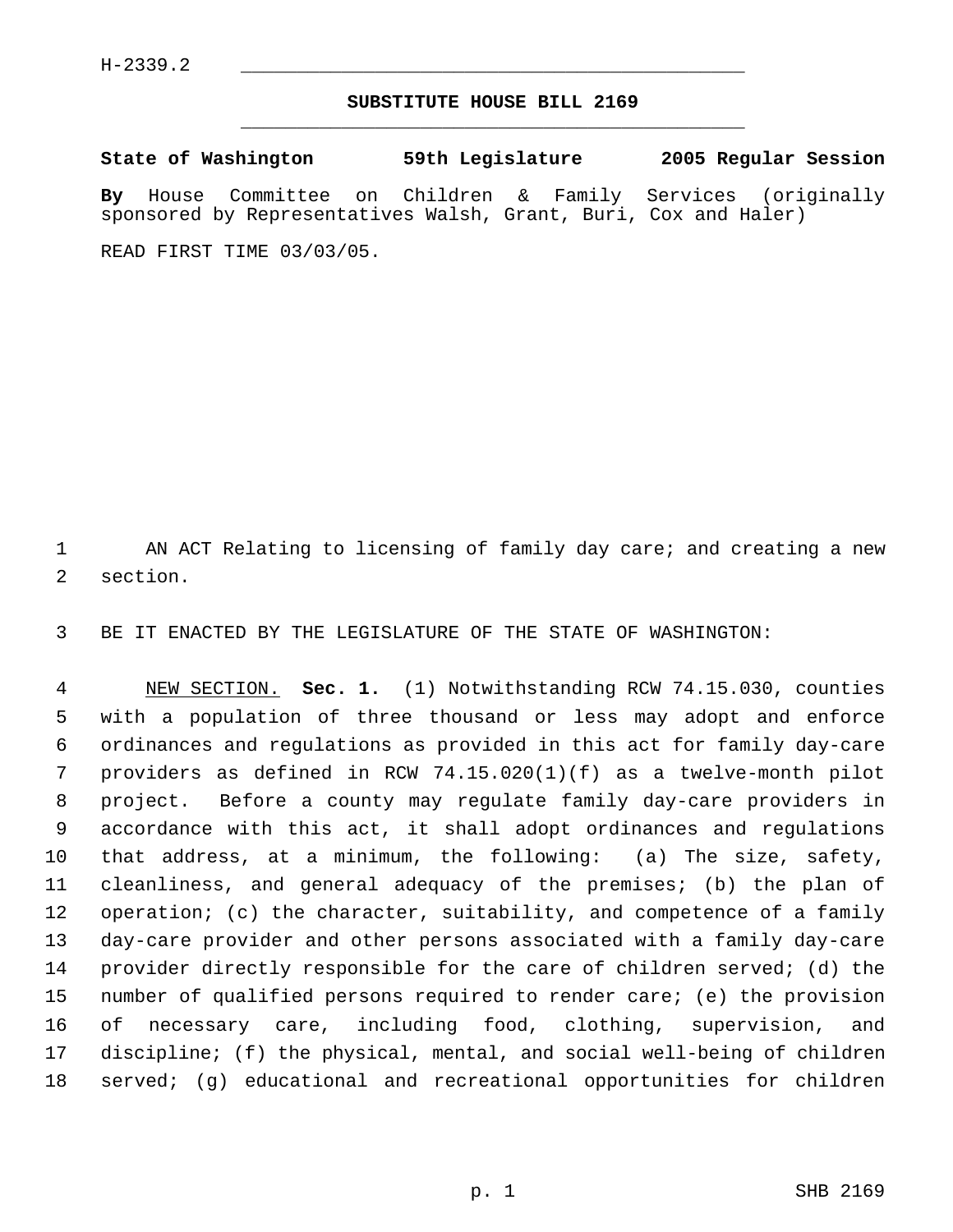H-2339.2

# SUBSTITUTE HOUSE BILL 2169

**State of Washington 59th Legislature 2005 Regular Session**

**By** House Committee on Children & Family Services (originally sponsored by Representatives Walsh, Grant, Buri, Cox and Haler)

READ FIRST TIME 03/03/05.

AN ACT Relating to licensing of family day care; and creating a new section.

BE IT ENACTED BY THE LEGISLATURE OF THE STATE OF WASHINGTON:

NEW SECTION. **Sec. 1.** (1) Notwithstanding RCW 74.15.030, counties with a population of three thousand or less may adopt and enforce ordinances and regulations as provided in this act for family day-care providers as defined in RCW 74.15.020(1)(f) as a twelve-month pilot project. Before a county may regulate family day-care providers in accordance with this act, it shall adopt ordinances and regulations that address, at a minimum, the following: (a) The size, safety, cleanliness, and general adequacy of the premises; (b) the plan of operation; (c) the character, suitability, and competence of a family day-care provider and other persons associated with a family day-care provider directly responsible for the care of children served; (d) the number of qualified persons required to render care; (e) the provision of necessary care, including food, clothing, supervision, and discipline; (f) the physical, mental, and social well-being of children served; (g) educational and recreational opportunities for children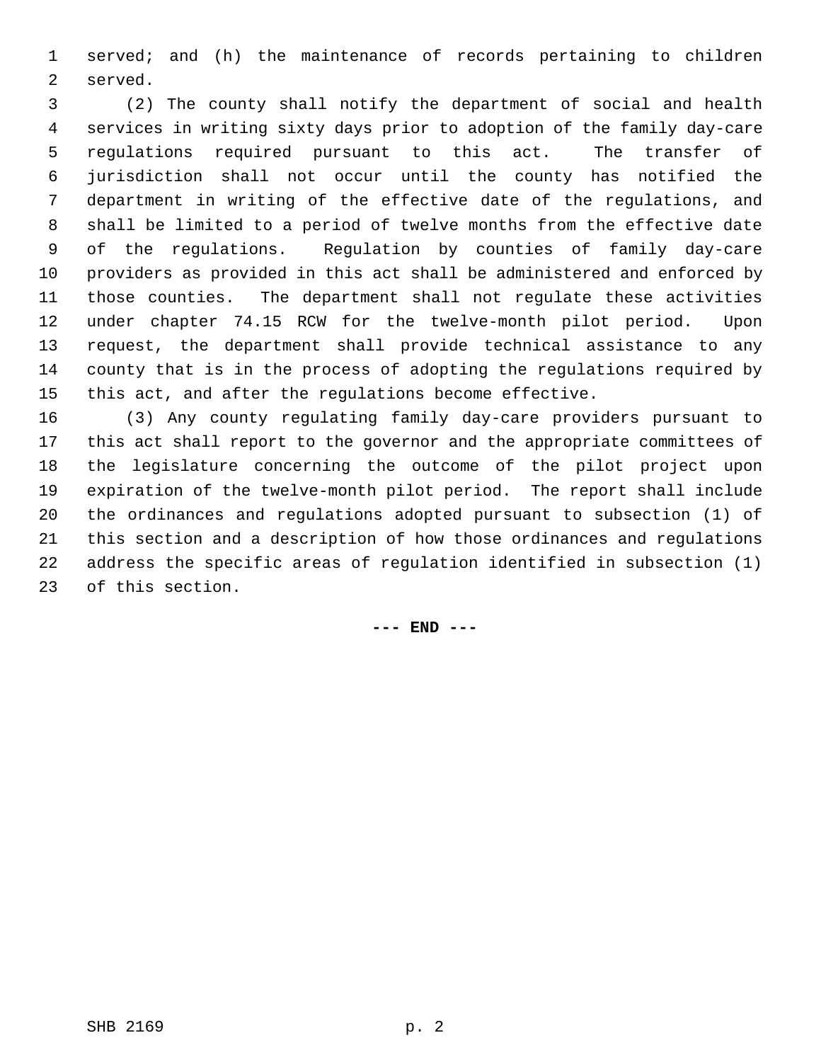served; and (h) the maintenance of records pertaining to children served.

(2) The county shall notify the department of social and health services in writing sixty days prior to adoption of the family day-care regulations required pursuant to this act. The transfer of jurisdiction shall not occur until the county has notified the department in writing of the effective date of the regulations, and shall be limited to a period of twelve months from the effective date of the regulations. Regulation by counties of family day-care providers as provided in this act shall be administered and enforced by those counties. The department shall not regulate these activities under chapter 74.15 RCW for the twelve-month pilot period. Upon request, the department shall provide technical assistance to any county that is in the process of adopting the regulations required by this act, and after the regulations become effective.

(3) Any county regulating family day-care providers pursuant to this act shall report to the governor and the appropriate committees of the legislature concerning the outcome of the pilot project upon expiration of the twelve-month pilot period. The report shall include the ordinances and regulations adopted pursuant to subsection (1) of this section and a description of how those ordinances and regulations address the specific areas of regulation identified in subsection (1) of this section.

**--- END ---**